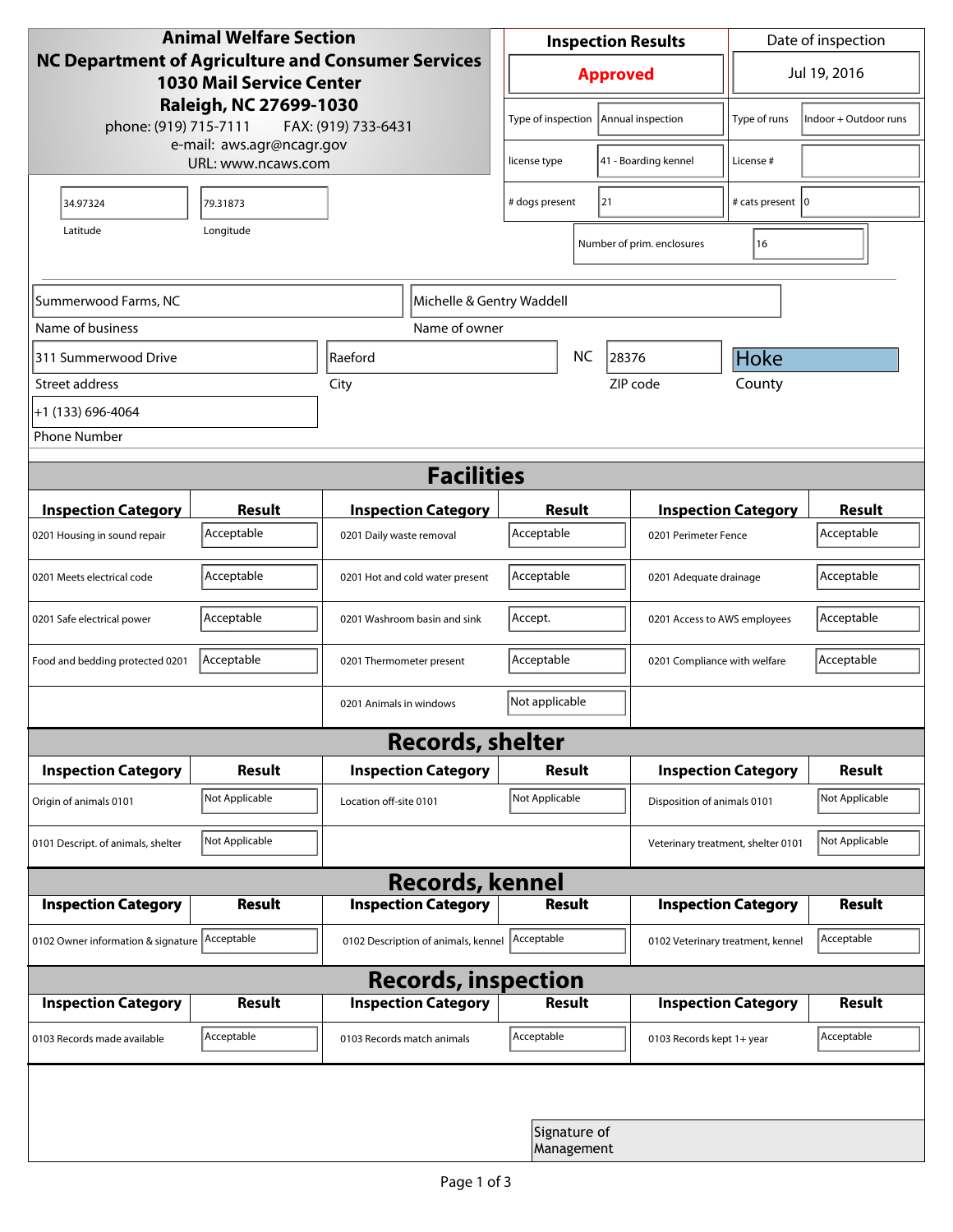# Animal Welfare Section

**NC Department of Agriculture and Consumer Services**
**1030 Mail Service Center**
**Raleigh, NC 27699-1030**

phone: (919) 715-7111 FAX: (919) 733-6431
e-mail: aws.agr@ncagr.gov
URL: www.ncaws.com

| Inspection Results | Date of inspection |
|---|---|
| **Approved** | Jul 19, 2016 |

| | | | |
|---|---|---|---|
| Type of inspection | Annual inspection | Type of runs | Indoor + Outdoor runs |
| license type | 41 - Boarding kennel | License # | |
| # dogs present | 21 | # cats present | 0 |
| Number of prim. enclosures | 16 | | |

| Latitude | Longitude |
|---|---|
| 34.97324 | 79.31873 |

| Name of business | Name of owner |
|---|---|
| Summerwood Farms, NC | Michelle & Gentry Waddell |

| Street address | City | State | ZIP code | County |
|---|---|---|---|---|
| 311 Summerwood Drive | Raeford | NC | 28376 | Hoke |

Phone Number: +1 (133) 696-4064

## Facilities

| Inspection Category | Result | Inspection Category | Result | Inspection Category | Result |
|---|---|---|---|---|---|
| 0201 Housing in sound repair | Acceptable | 0201 Daily waste removal | Acceptable | 0201 Perimeter Fence | Acceptable |
| 0201 Meets electrical code | Acceptable | 0201 Hot and cold water present | Acceptable | 0201 Adequate drainage | Acceptable |
| 0201 Safe electrical power | Acceptable | 0201 Washroom basin and sink | Accept. | 0201 Access to AWS employees | Acceptable |
| Food and bedding protected 0201 | Acceptable | 0201 Thermometer present | Acceptable | 0201 Compliance with welfare | Acceptable |
| | | 0201 Animals in windows | Not applicable | | |

## Records, shelter

| Inspection Category | Result | Inspection Category | Result | Inspection Category | Result |
|---|---|---|---|---|---|
| Origin of animals 0101 | Not Applicable | Location off-site 0101 | Not Applicable | Disposition of animals 0101 | Not Applicable |
| 0101 Descript. of animals, shelter | Not Applicable | | | Veterinary treatment, shelter 0101 | Not Applicable |

## Records, kennel

| Inspection Category | Result | Inspection Category | Result | Inspection Category | Result |
|---|---|---|---|---|---|
| 0102 Owner information & signature | Acceptable | 0102 Description of animals, kennel | Acceptable | 0102 Veterinary treatment, kennel | Acceptable |

## Records, inspection

| Inspection Category | Result | Inspection Category | Result | Inspection Category | Result |
|---|---|---|---|---|---|
| 0103 Records made available | Acceptable | 0103 Records match animals | Acceptable | 0103 Records kept 1+ year | Acceptable |

Signature of Management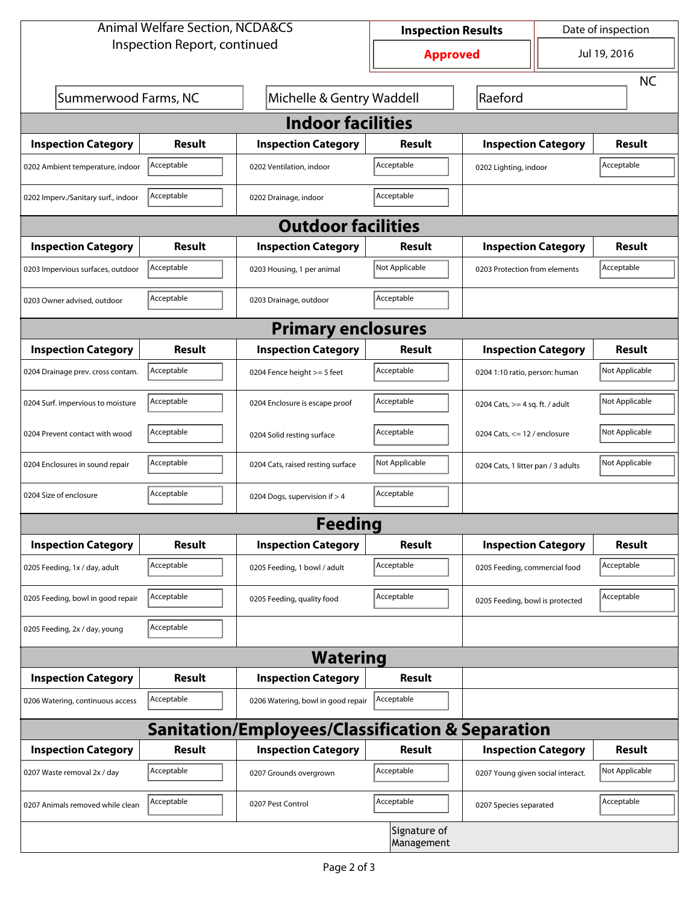Animal Welfare Section, NCDA&CS
Inspection Report, continued

| Inspection Results | Date of inspection |
|---|---|
| **Approved** | Jul 19, 2016 |

Summerwood Farms, NC | Michelle & Gentry Waddell | Raeford | NC

## Indoor facilities

| Inspection Category | Result | Inspection Category | Result | Inspection Category | Result |
|---|---|---|---|---|---|
| 0202 Ambient temperature, indoor | Acceptable | 0202 Ventilation, indoor | Acceptable | 0202 Lighting, indoor | Acceptable |
| 0202 Imperv./Sanitary surf., indoor | Acceptable | 0202 Drainage, indoor | Acceptable | | |

## Outdoor facilities

| Inspection Category | Result | Inspection Category | Result | Inspection Category | Result |
|---|---|---|---|---|---|
| 0203 Impervious surfaces, outdoor | Acceptable | 0203 Housing, 1 per animal | Not Applicable | 0203 Protection from elements | Acceptable |
| 0203 Owner advised, outdoor | Acceptable | 0203 Drainage, outdoor | Acceptable | | |

## Primary enclosures

| Inspection Category | Result | Inspection Category | Result | Inspection Category | Result |
|---|---|---|---|---|---|
| 0204 Drainage prev. cross contam. | Acceptable | 0204 Fence height >= 5 feet | Acceptable | 0204 1:10 ratio, person: human | Not Applicable |
| 0204 Surf. impervious to moisture | Acceptable | 0204 Enclosure is escape proof | Acceptable | 0204 Cats, >= 4 sq. ft. / adult | Not Applicable |
| 0204 Prevent contact with wood | Acceptable | 0204 Solid resting surface | Acceptable | 0204 Cats, <= 12 / enclosure | Not Applicable |
| 0204 Enclosures in sound repair | Acceptable | 0204 Cats, raised resting surface | Not Applicable | 0204 Cats, 1 litter pan / 3 adults | Not Applicable |
| 0204 Size of enclosure | Acceptable | 0204 Dogs, supervision if > 4 | Acceptable | | |

## Feeding

| Inspection Category | Result | Inspection Category | Result | Inspection Category | Result |
|---|---|---|---|---|---|
| 0205 Feeding, 1x / day, adult | Acceptable | 0205 Feeding, 1 bowl / adult | Acceptable | 0205 Feeding, commercial food | Acceptable |
| 0205 Feeding, bowl in good repair | Acceptable | 0205 Feeding, quality food | Acceptable | 0205 Feeding, bowl is protected | Acceptable |
| 0205 Feeding, 2x / day, young | Acceptable | | | | |

## Watering

| Inspection Category | Result | Inspection Category | Result |
|---|---|---|---|
| 0206 Watering, continuous access | Acceptable | 0206 Watering, bowl in good repair | Acceptable |

## Sanitation/Employees/Classification & Separation

| Inspection Category | Result | Inspection Category | Result | Inspection Category | Result |
|---|---|---|---|---|---|
| 0207 Waste removal 2x / day | Acceptable | 0207 Grounds overgrown | Acceptable | 0207 Young given social interact. | Not Applicable |
| 0207 Animals removed while clean | Acceptable | 0207 Pest Control | Acceptable | 0207 Species separated | Acceptable |

Signature of Management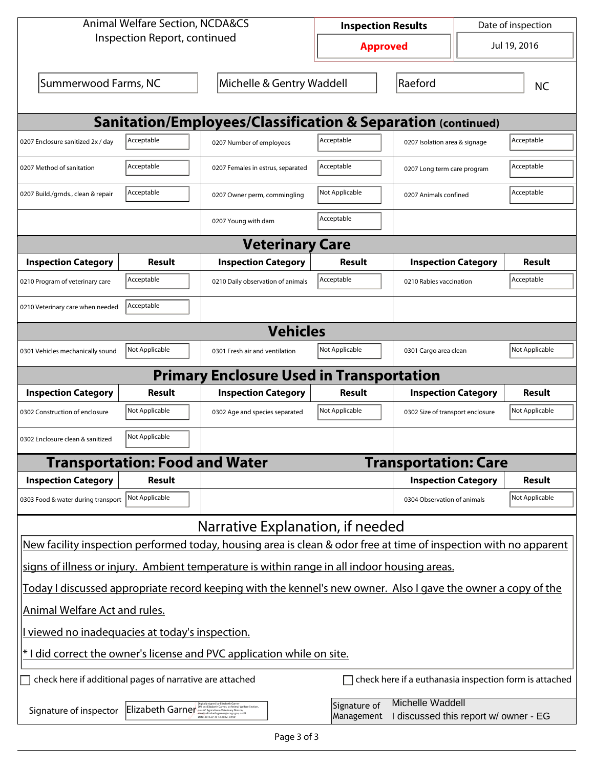| Animal Welfare Section, NCDA&CS Inspection Report, continued | Inspection Results | Date of inspection |
|---|---|---|
| | **Approved** | Jul 19, 2016 |

| | | | |
|---|---|---|---|
| Summerwood Farms, NC | Michelle & Gentry Waddell | Raeford | NC |

## Sanitation/Employees/Classification & Separation (continued)

| | | | | | |
|---|---|---|---|---|---|
| 0207 Enclosure sanitized 2x / day | Acceptable | 0207 Number of employees | Acceptable | 0207 Isolation area & signage | Acceptable |
| 0207 Method of sanitation | Acceptable | 0207 Females in estrus, separated | Acceptable | 0207 Long term care program | Acceptable |
| 0207 Build./grnds., clean & repair | Acceptable | 0207 Owner perm, commingling | Not Applicable | 0207 Animals confined | Acceptable |
| | | 0207 Young with dam | Acceptable | | |

## Veterinary Care

| Inspection Category | Result | Inspection Category | Result | Inspection Category | Result |
|---|---|---|---|---|---|
| 0210 Program of veterinary care | Acceptable | 0210 Daily observation of animals | Acceptable | 0210 Rabies vaccination | Acceptable |
| 0210 Veterinary care when needed | Acceptable | | | | |

## Vehicles

| | | | | | |
|---|---|---|---|---|---|
| 0301 Vehicles mechanically sound | Not Applicable | 0301 Fresh air and ventilation | Not Applicable | 0301 Cargo area clean | Not Applicable |

## Primary Enclosure Used in Transportation

| Inspection Category | Result | Inspection Category | Result | Inspection Category | Result |
|---|---|---|---|---|---|
| 0302 Construction of enclosure | Not Applicable | 0302 Age and species separated | Not Applicable | 0302 Size of transport enclosure | Not Applicable |
| 0302 Enclosure clean & sanitized | Not Applicable | | | | |

## Transportation: Food and Water / Transportation: Care

| Inspection Category | Result | | Inspection Category | Result |
|---|---|---|---|---|
| 0303 Food & water during transport | Not Applicable | | 0304 Observation of animals | Not Applicable |

## Narrative Explanation, if needed

New facility inspection performed today, housing area is clean & odor free at time of inspection with no apparent signs of illness or injury. Ambient temperature is within range in all indoor housing areas.

Today I discussed appropriate record keeping with the kennel's new owner. Also I gave the owner a copy of the Animal Welfare Act and rules.

I viewed no inadequacies at today's inspection.

* I did correct the owner's license and PVC application while on site.

☐ check here if additional pages of narrative are attached

☐ check here if a euthanasia inspection form is attached

Signature of inspector: Elizabeth Garner (Digitally signed by Elizabeth Garner, Date: 2016.07.19 13:33:12 -04'00')

Signature of Management: Michelle Waddell — I discussed this report w/ owner - EG